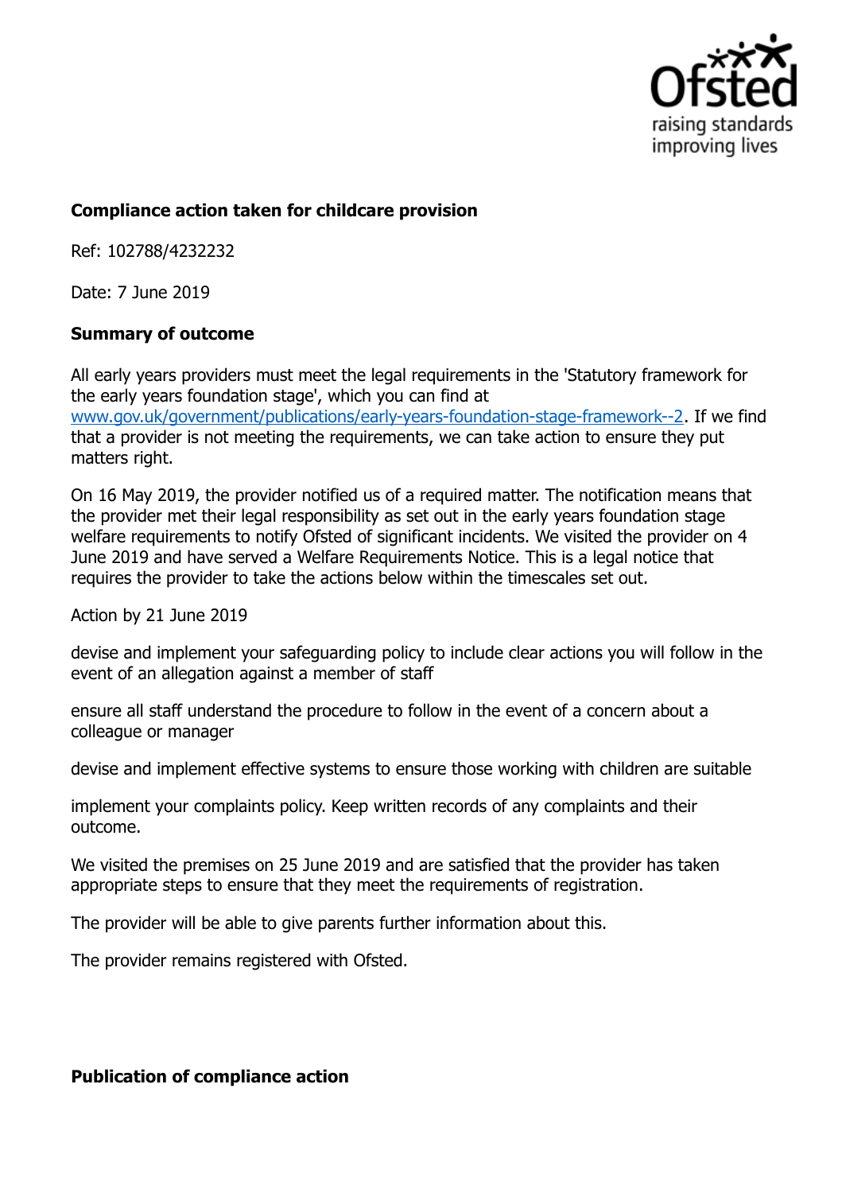### Compliance action taken for childcare provision

Ref: 102788/4232232

Date: 7 June 2019

### Summary of outcome

All early years providers must meet the legal requirements in the 'Statutory framework for the early years foundation stage', which you can find at www.gov.uk/government/publications/early-years-foundation-stage-framework--2. If we find that a provider is not meeting the requirements, we can take action to ensure they put matters right.

On 16 May 2019, the provider notified us of a required matter. The notification means that the provider met their legal responsibility as set out in the early years foundation stage welfare requirements to notify Ofsted of significant incidents. We visited the provider on 4 June 2019 and have served a Welfare Requirements Notice. This is a legal notice that requires the provider to take the actions below within the timescales set out.

Action by 21 June 2019

devise and implement your safeguarding policy to include clear actions you will follow in the event of an allegation against a member of staff

ensure all staff understand the procedure to follow in the event of a concern about a colleague or manager

devise and implement effective systems to ensure those working with children are suitable

implement your complaints policy. Keep written records of any complaints and their outcome.

We visited the premises on 25 June 2019 and are satisfied that the provider has taken appropriate steps to ensure that they meet the requirements of registration.

The provider will be able to give parents further information about this.

The provider remains registered with Ofsted.

### Publication of compliance action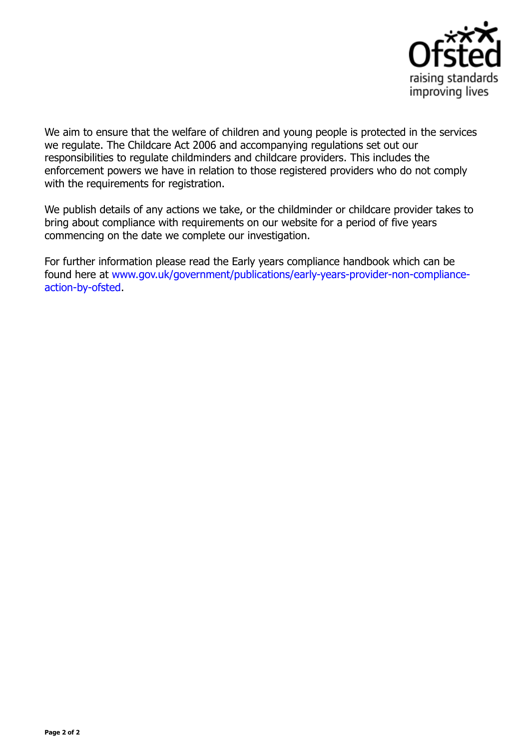We aim to ensure that the welfare of children and young people is protected in the services we regulate. The Childcare Act 2006 and accompanying regulations set out our responsibilities to regulate childminders and childcare providers. This includes the enforcement powers we have in relation to those registered providers who do not comply with the requirements for registration.

We publish details of any actions we take, or the childminder or childcare provider takes to bring about compliance with requirements on our website for a period of five years commencing on the date we complete our investigation.

For further information please read the Early years compliance handbook which can be found here at www.gov.uk/government/publications/early-years-provider-non-compliance-action-by-ofsted.